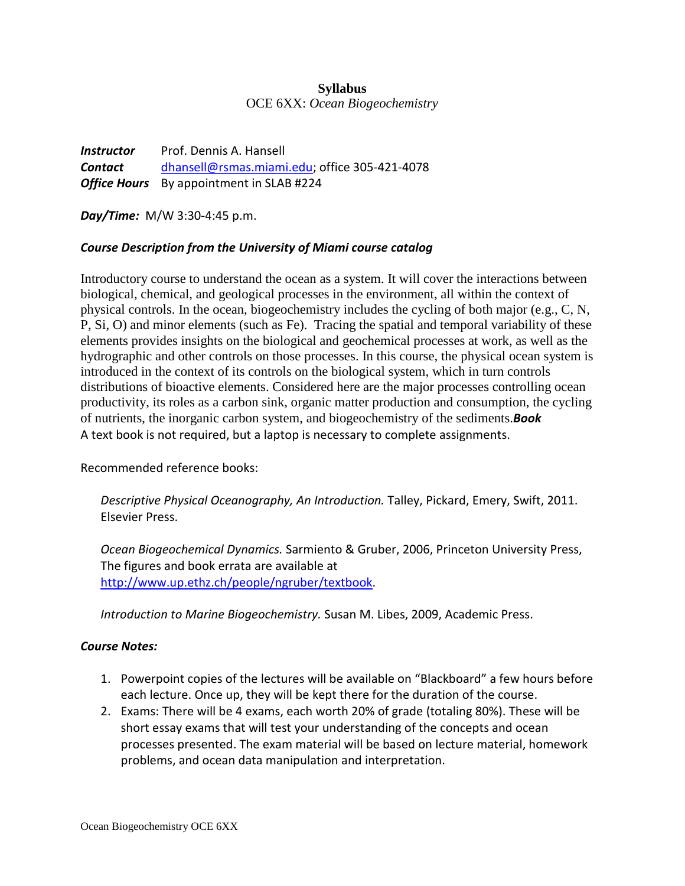# Syllabus

OCE 6XX: *Ocean Biogeochemistry*

***Instructor*** Prof. Dennis A. Hansell
***Contact*** dhansell@rsmas.miami.edu; office 305-421-4078
***Office Hours*** By appointment in SLAB #224

***Day/Time:*** M/W 3:30-4:45 p.m.

***Course Description from the University of Miami course catalog***

Introductory course to understand the ocean as a system. It will cover the interactions between biological, chemical, and geological processes in the environment, all within the context of physical controls. In the ocean, biogeochemistry includes the cycling of both major (e.g., C, N, P, Si, O) and minor elements (such as Fe). Tracing the spatial and temporal variability of these elements provides insights on the biological and geochemical processes at work, as well as the hydrographic and other controls on those processes. In this course, the physical ocean system is introduced in the context of its controls on the biological system, which in turn controls distributions of bioactive elements. Considered here are the major processes controlling ocean productivity, its roles as a carbon sink, organic matter production and consumption, the cycling of nutrients, the inorganic carbon system, and biogeochemistry of the sediments.

***Book***

A text book is not required, but a laptop is necessary to complete assignments.

Recommended reference books:

*Descriptive Physical Oceanography, An Introduction.* Talley, Pickard, Emery, Swift, 2011. Elsevier Press.

*Ocean Biogeochemical Dynamics.* Sarmiento & Gruber, 2006, Princeton University Press, The figures and book errata are available at http://www.up.ethz.ch/people/ngruber/textbook.

*Introduction to Marine Biogeochemistry.* Susan M. Libes, 2009, Academic Press.

***Course Notes:***

1. Powerpoint copies of the lectures will be available on "Blackboard" a few hours before each lecture. Once up, they will be kept there for the duration of the course.
2. Exams: There will be 4 exams, each worth 20% of grade (totaling 80%). These will be short essay exams that will test your understanding of the concepts and ocean processes presented. The exam material will be based on lecture material, homework problems, and ocean data manipulation and interpretation.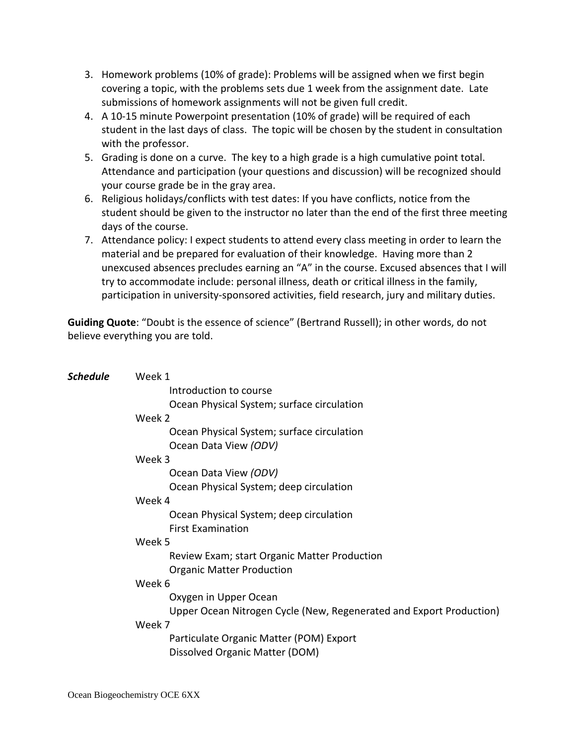3. Homework problems (10% of grade): Problems will be assigned when we first begin covering a topic, with the problems sets due 1 week from the assignment date. Late submissions of homework assignments will not be given full credit.
4. A 10-15 minute Powerpoint presentation (10% of grade) will be required of each student in the last days of class. The topic will be chosen by the student in consultation with the professor.
5. Grading is done on a curve. The key to a high grade is a high cumulative point total. Attendance and participation (your questions and discussion) will be recognized should your course grade be in the gray area.
6. Religious holidays/conflicts with test dates: If you have conflicts, notice from the student should be given to the instructor no later than the end of the first three meeting days of the course.
7. Attendance policy: I expect students to attend every class meeting in order to learn the material and be prepared for evaluation of their knowledge. Having more than 2 unexcused absences precludes earning an "A" in the course. Excused absences that I will try to accommodate include: personal illness, death or critical illness in the family, participation in university-sponsored activities, field research, jury and military duties.

**Guiding Quote**: "Doubt is the essence of science" (Bertrand Russell); in other words, do not believe everything you are told.

***Schedule***

Week 1
- Introduction to course
- Ocean Physical System; surface circulation

Week 2
- Ocean Physical System; surface circulation
- Ocean Data View *(ODV)*

Week 3
- Ocean Data View *(ODV)*
- Ocean Physical System; deep circulation

Week 4
- Ocean Physical System; deep circulation
- First Examination

Week 5
- Review Exam; start Organic Matter Production
- Organic Matter Production

Week 6
- Oxygen in Upper Ocean
- Upper Ocean Nitrogen Cycle (New, Regenerated and Export Production)

Week 7
- Particulate Organic Matter (POM) Export
- Dissolved Organic Matter (DOM)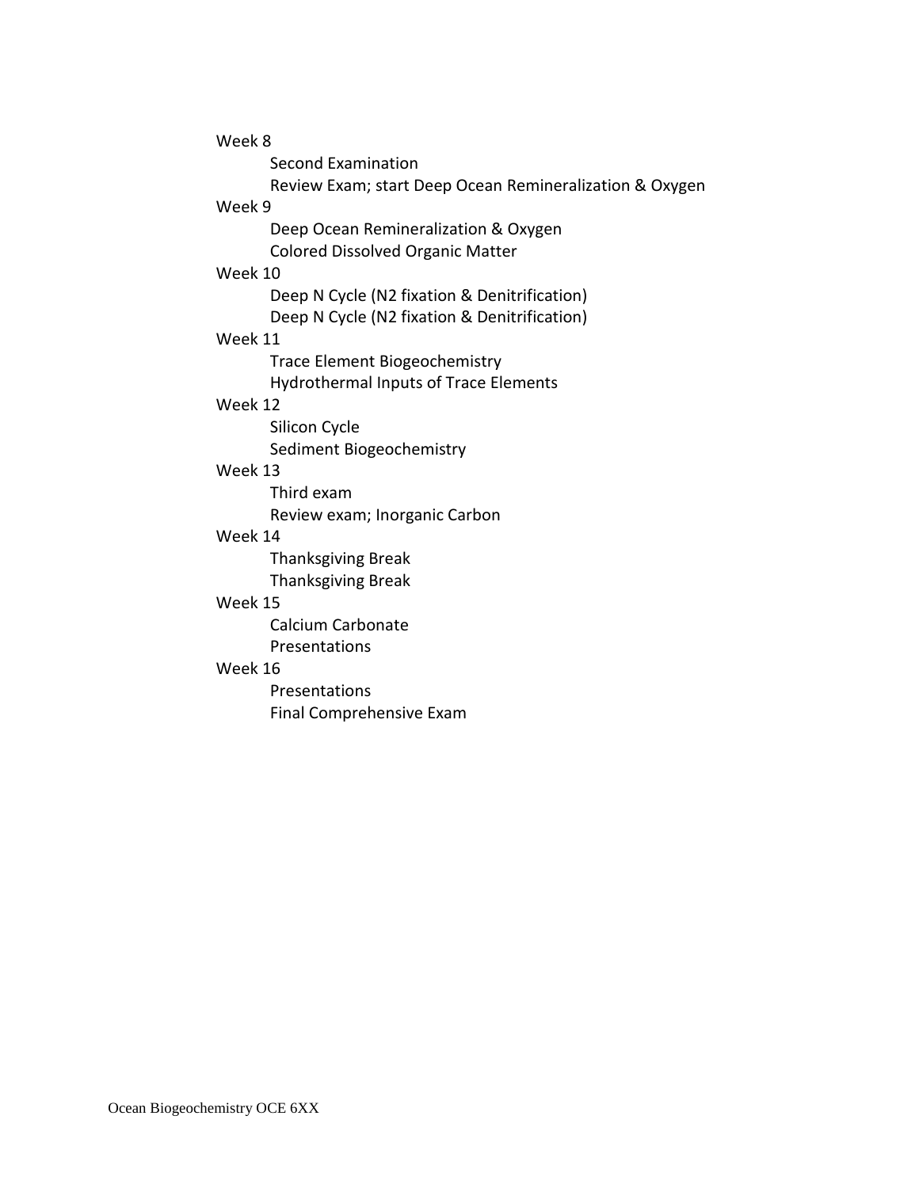Week 8

- Second Examination
- Review Exam; start Deep Ocean Remineralization & Oxygen

Week 9

- Deep Ocean Remineralization & Oxygen
- Colored Dissolved Organic Matter

Week 10

- Deep N Cycle (N2 fixation & Denitrification)
- Deep N Cycle (N2 fixation & Denitrification)

Week 11

- Trace Element Biogeochemistry
- Hydrothermal Inputs of Trace Elements

Week 12

- Silicon Cycle
- Sediment Biogeochemistry

Week 13

- Third exam
- Review exam; Inorganic Carbon

Week 14

- Thanksgiving Break
- Thanksgiving Break

Week 15

- Calcium Carbonate
- Presentations

Week 16

- Presentations
- Final Comprehensive Exam